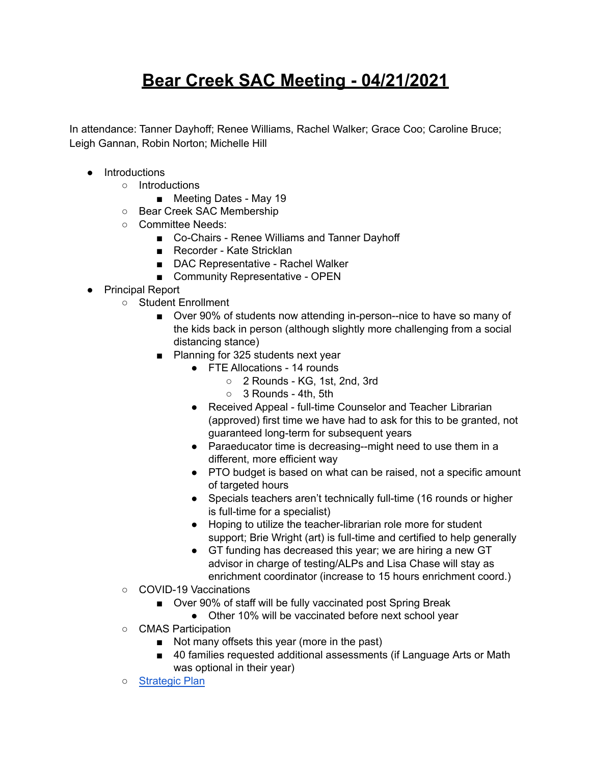# Bear Creek SAC Meeting - 04/21/2021

In attendance: Tanner Dayhoff; Renee Williams, Rachel Walker; Grace Coo; Caroline Bruce; Leigh Gannan, Robin Norton; Michelle Hill

- Introductions
  - Introductions
    - Meeting Dates - May 19
  - Bear Creek SAC Membership
  - Committee Needs:
    - Co-Chairs - Renee Williams and Tanner Dayhoff
    - Recorder - Kate Stricklan
    - DAC Representative - Rachel Walker
    - Community Representative - OPEN
- Principal Report
  - Student Enrollment
    - Over 90% of students now attending in-person--nice to have so many of the kids back in person (although slightly more challenging from a social distancing stance)
    - Planning for 325 students next year
      - FTE Allocations - 14 rounds
        - 2 Rounds - KG, 1st, 2nd, 3rd
        - 3 Rounds - 4th, 5th
      - Received Appeal - full-time Counselor and Teacher Librarian (approved) first time we have had to ask for this to be granted, not guaranteed long-term for subsequent years
      - Paraeducator time is decreasing--might need to use them in a different, more efficient way
      - PTO budget is based on what can be raised, not a specific amount of targeted hours
      - Specials teachers aren't technically full-time (16 rounds or higher is full-time for a specialist)
      - Hoping to utilize the teacher-librarian role more for student support; Brie Wright (art) is full-time and certified to help generally
      - GT funding has decreased this year; we are hiring a new GT advisor in charge of testing/ALPs and Lisa Chase will stay as enrichment coordinator (increase to 15 hours enrichment coord.)
  - COVID-19 Vaccinations
    - Over 90% of staff will be fully vaccinated post Spring Break
      - Other 10% will be vaccinated before next school year
  - CMAS Participation
    - Not many offsets this year (more in the past)
    - 40 families requested additional assessments (if Language Arts or Math was optional in their year)
  - [Strategic Plan]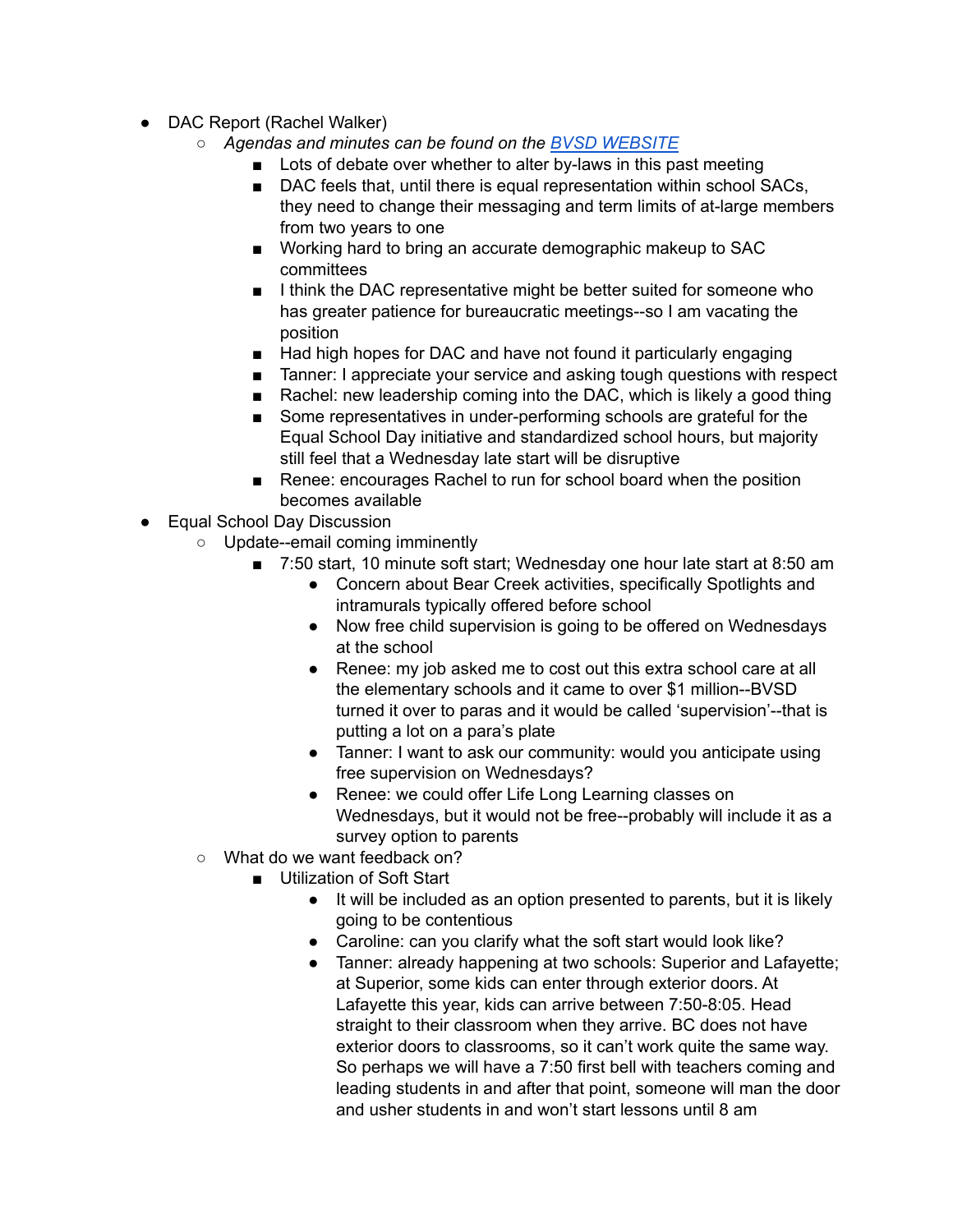- DAC Report (Rachel Walker)
  - *Agendas and minutes can be found on the [BVSD WEBSITE]()*
    - Lots of debate over whether to alter by-laws in this past meeting
    - DAC feels that, until there is equal representation within school SACs, they need to change their messaging and term limits of at-large members from two years to one
    - Working hard to bring an accurate demographic makeup to SAC committees
    - I think the DAC representative might be better suited for someone who has greater patience for bureaucratic meetings--so I am vacating the position
    - Had high hopes for DAC and have not found it particularly engaging
    - Tanner: I appreciate your service and asking tough questions with respect
    - Rachel: new leadership coming into the DAC, which is likely a good thing
    - Some representatives in under-performing schools are grateful for the Equal School Day initiative and standardized school hours, but majority still feel that a Wednesday late start will be disruptive
    - Renee: encourages Rachel to run for school board when the position becomes available
- Equal School Day Discussion
  - Update--email coming imminently
    - 7:50 start, 10 minute soft start; Wednesday one hour late start at 8:50 am
      - Concern about Bear Creek activities, specifically Spotlights and intramurals typically offered before school
      - Now free child supervision is going to be offered on Wednesdays at the school
      - Renee: my job asked me to cost out this extra school care at all the elementary schools and it came to over $1 million--BVSD turned it over to paras and it would be called 'supervision'--that is putting a lot on a para's plate
      - Tanner: I want to ask our community: would you anticipate using free supervision on Wednesdays?
      - Renee: we could offer Life Long Learning classes on Wednesdays, but it would not be free--probably will include it as a survey option to parents
  - What do we want feedback on?
    - Utilization of Soft Start
      - It will be included as an option presented to parents, but it is likely going to be contentious
      - Caroline: can you clarify what the soft start would look like?
      - Tanner: already happening at two schools: Superior and Lafayette; at Superior, some kids can enter through exterior doors. At Lafayette this year, kids can arrive between 7:50-8:05. Head straight to their classroom when they arrive. BC does not have exterior doors to classrooms, so it can't work quite the same way. So perhaps we will have a 7:50 first bell with teachers coming and leading students in and after that point, someone will man the door and usher students in and won't start lessons until 8 am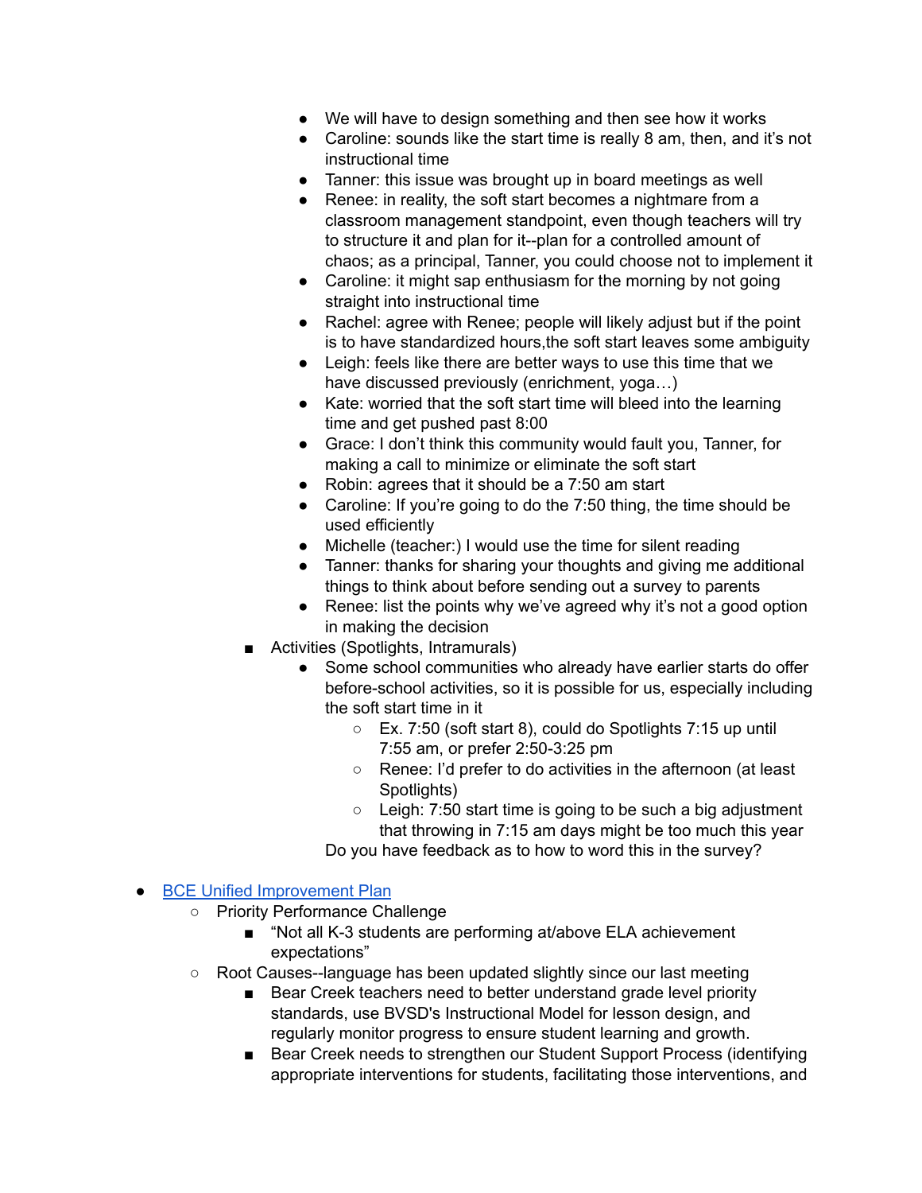- We will have to design something and then see how it works
- Caroline: sounds like the start time is really 8 am, then, and it's not instructional time
- Tanner: this issue was brought up in board meetings as well
- Renee: in reality, the soft start becomes a nightmare from a classroom management standpoint, even though teachers will try to structure it and plan for it--plan for a controlled amount of chaos; as a principal, Tanner, you could choose not to implement it
- Caroline: it might sap enthusiasm for the morning by not going straight into instructional time
- Rachel: agree with Renee; people will likely adjust but if the point is to have standardized hours,the soft start leaves some ambiguity
- Leigh: feels like there are better ways to use this time that we have discussed previously (enrichment, yoga…)
- Kate: worried that the soft start time will bleed into the learning time and get pushed past 8:00
- Grace: I don't think this community would fault you, Tanner, for making a call to minimize or eliminate the soft start
- Robin: agrees that it should be a 7:50 am start
- Caroline: If you're going to do the 7:50 thing, the time should be used efficiently
- Michelle (teacher:) I would use the time for silent reading
- Tanner: thanks for sharing your thoughts and giving me additional things to think about before sending out a survey to parents
- Renee: list the points why we've agreed why it's not a good option in making the decision

- Activities (Spotlights, Intramurals)
  - Some school communities who already have earlier starts do offer before-school activities, so it is possible for us, especially including the soft start time in it
    - Ex. 7:50 (soft start 8), could do Spotlights 7:15 up until 7:55 am, or prefer 2:50-3:25 pm
    - Renee: I'd prefer to do activities in the afternoon (at least Spotlights)
    - Leigh: 7:50 start time is going to be such a big adjustment that throwing in 7:15 am days might be too much this year

  Do you have feedback as to how to word this in the survey?

- BCE Unified Improvement Plan
  - Priority Performance Challenge
    - "Not all K-3 students are performing at/above ELA achievement expectations"
  - Root Causes--language has been updated slightly since our last meeting
    - Bear Creek teachers need to better understand grade level priority standards, use BVSD's Instructional Model for lesson design, and regularly monitor progress to ensure student learning and growth.
    - Bear Creek needs to strengthen our Student Support Process (identifying appropriate interventions for students, facilitating those interventions, and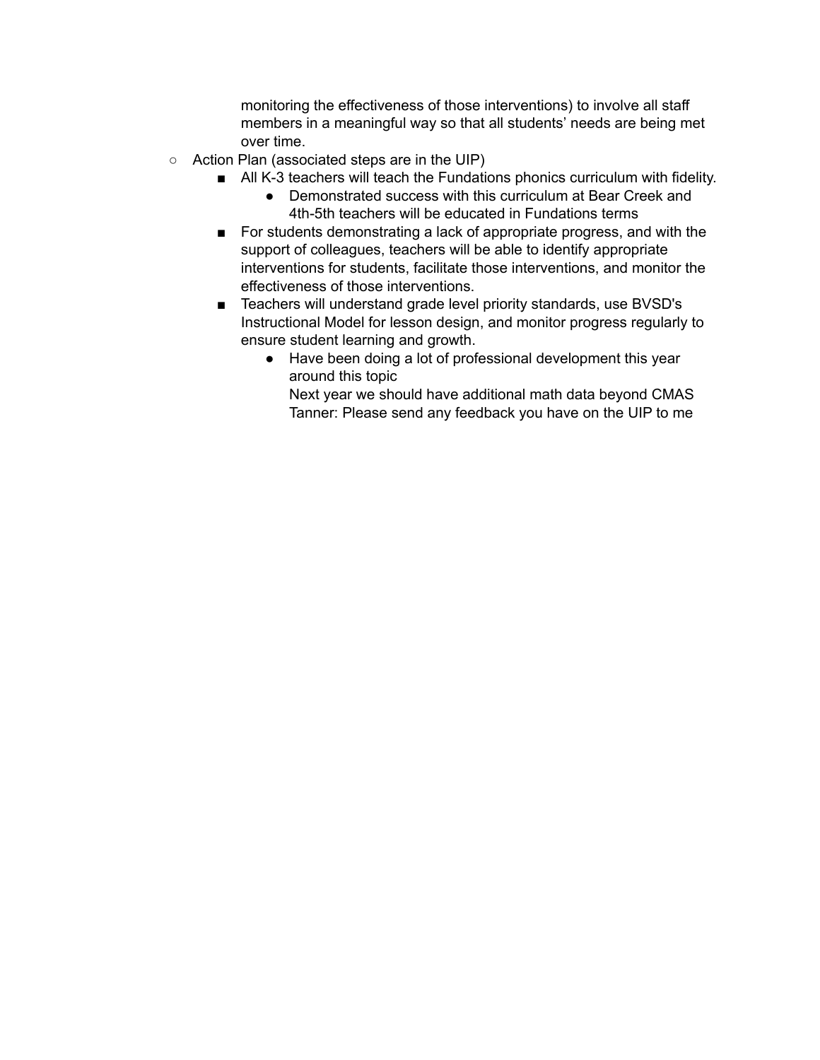monitoring the effectiveness of those interventions) to involve all staff members in a meaningful way so that all students' needs are being met over time.

- Action Plan (associated steps are in the UIP)
    - All K-3 teachers will teach the Fundations phonics curriculum with fidelity.
        - Demonstrated success with this curriculum at Bear Creek and 4th-5th teachers will be educated in Fundations terms
    - For students demonstrating a lack of appropriate progress, and with the support of colleagues, teachers will be able to identify appropriate interventions for students, facilitate those interventions, and monitor the effectiveness of those interventions.
    - Teachers will understand grade level priority standards, use BVSD's Instructional Model for lesson design, and monitor progress regularly to ensure student learning and growth.
        - Have been doing a lot of professional development this year around this topic
          Next year we should have additional math data beyond CMAS
          Tanner: Please send any feedback you have on the UIP to me